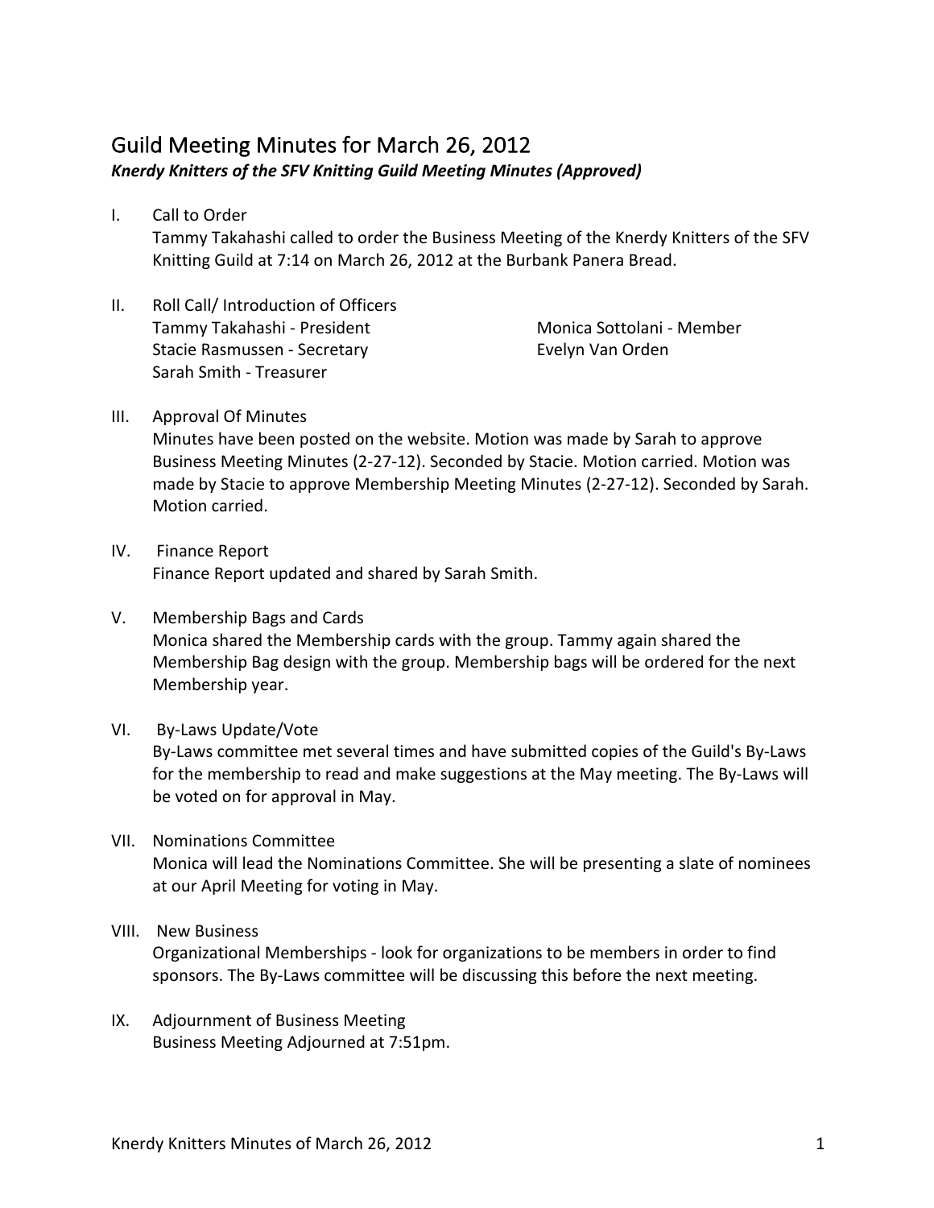# Guild Meeting Minutes for March 26, 2012

***Knerdy Knitters of the SFV Knitting Guild Meeting Minutes (Approved)***

I. Call to Order

   Tammy Takahashi called to order the Business Meeting of the Knerdy Knitters of the SFV Knitting Guild at 7:14 on March 26, 2012 at the Burbank Panera Bread.

II. Roll Call/ Introduction of Officers

   Tammy Takahashi - President
   Stacie Rasmussen - Secretary
   Sarah Smith - Treasurer
   Monica Sottolani - Member
   Evelyn Van Orden

III. Approval Of Minutes

   Minutes have been posted on the website. Motion was made by Sarah to approve Business Meeting Minutes (2-27-12). Seconded by Stacie. Motion carried. Motion was made by Stacie to approve Membership Meeting Minutes (2-27-12). Seconded by Sarah. Motion carried.

IV. Finance Report

   Finance Report updated and shared by Sarah Smith.

V. Membership Bags and Cards

   Monica shared the Membership cards with the group. Tammy again shared the Membership Bag design with the group. Membership bags will be ordered for the next Membership year.

VI. By-Laws Update/Vote

   By-Laws committee met several times and have submitted copies of the Guild's By-Laws for the membership to read and make suggestions at the May meeting. The By-Laws will be voted on for approval in May.

VII. Nominations Committee

   Monica will lead the Nominations Committee. She will be presenting a slate of nominees at our April Meeting for voting in May.

VIII. New Business

   Organizational Memberships - look for organizations to be members in order to find sponsors. The By-Laws committee will be discussing this before the next meeting.

IX. Adjournment of Business Meeting

   Business Meeting Adjourned at 7:51pm.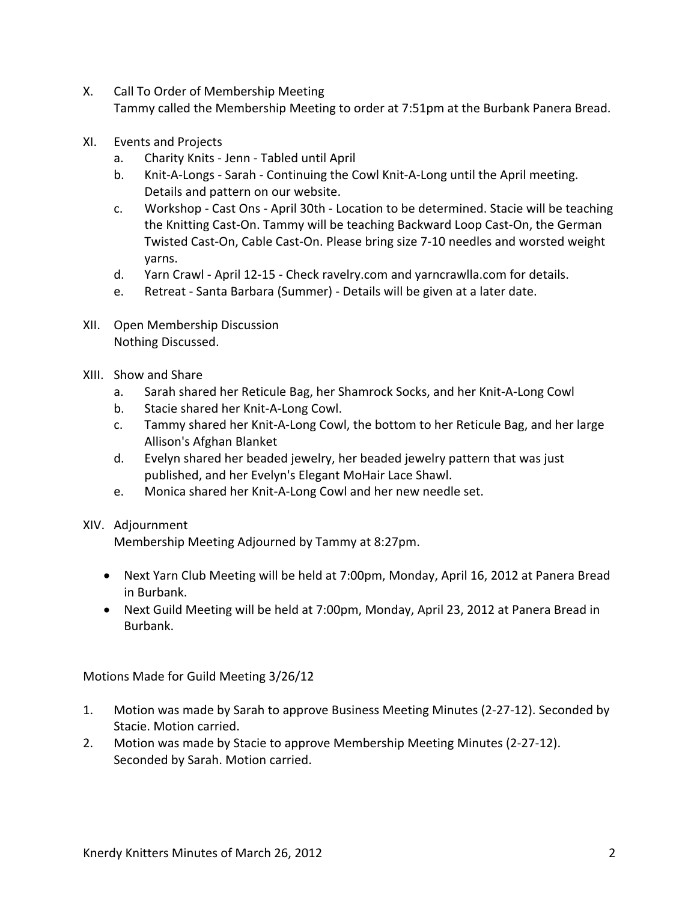X. Call To Order of Membership Meeting
   Tammy called the Membership Meeting to order at 7:51pm at the Burbank Panera Bread.

XI. Events and Projects
   a. Charity Knits - Jenn - Tabled until April
   b. Knit-A-Longs - Sarah - Continuing the Cowl Knit-A-Long until the April meeting. Details and pattern on our website.
   c. Workshop - Cast Ons - April 30th - Location to be determined. Stacie will be teaching the Knitting Cast-On. Tammy will be teaching Backward Loop Cast-On, the German Twisted Cast-On, Cable Cast-On. Please bring size 7-10 needles and worsted weight yarns.
   d. Yarn Crawl - April 12-15 - Check ravelry.com and yarncrawlla.com for details.
   e. Retreat - Santa Barbara (Summer) - Details will be given at a later date.

XII. Open Membership Discussion
   Nothing Discussed.

XIII. Show and Share
   a. Sarah shared her Reticule Bag, her Shamrock Socks, and her Knit-A-Long Cowl
   b. Stacie shared her Knit-A-Long Cowl.
   c. Tammy shared her Knit-A-Long Cowl, the bottom to her Reticule Bag, and her large Allison's Afghan Blanket
   d. Evelyn shared her beaded jewelry, her beaded jewelry pattern that was just published, and her Evelyn's Elegant MoHair Lace Shawl.
   e. Monica shared her Knit-A-Long Cowl and her new needle set.

XIV. Adjournment
   Membership Meeting Adjourned by Tammy at 8:27pm.

- Next Yarn Club Meeting will be held at 7:00pm, Monday, April 16, 2012 at Panera Bread in Burbank.
- Next Guild Meeting will be held at 7:00pm, Monday, April 23, 2012 at Panera Bread in Burbank.

Motions Made for Guild Meeting 3/26/12

1. Motion was made by Sarah to approve Business Meeting Minutes (2-27-12). Seconded by Stacie. Motion carried.
2. Motion was made by Stacie to approve Membership Meeting Minutes (2-27-12). Seconded by Sarah. Motion carried.